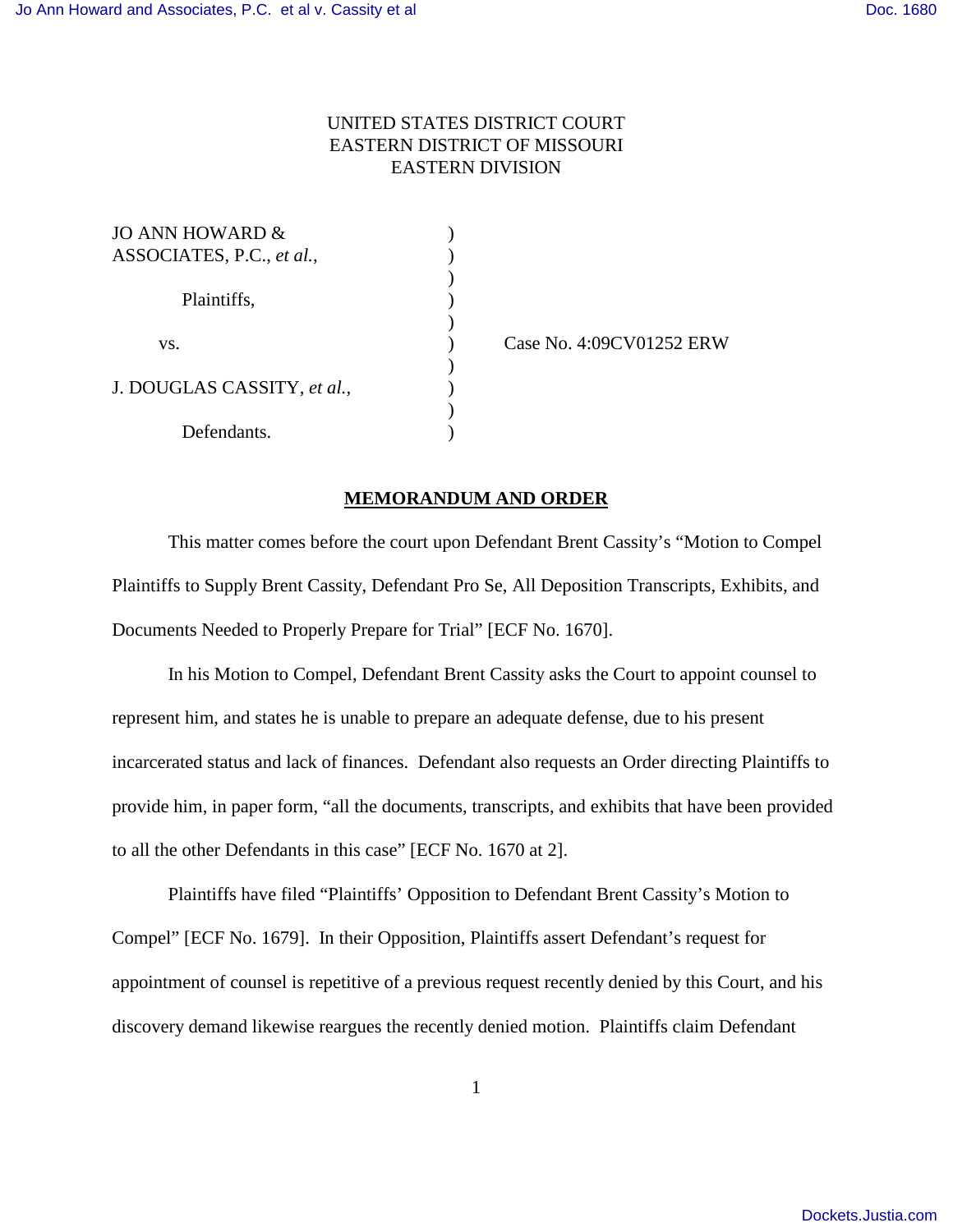UNITED STATES DISTRICT COURT
EASTERN DISTRICT OF MISSOURI
EASTERN DIVISION

| | | |
|---|---|---|
| JO ANN HOWARD & ASSOCIATES, P.C., *et al.*, | ) | |
| Plaintiffs, | ) | |
| vs. | ) | Case No. 4:09CV01252 ERW |
| J. DOUGLAS CASSITY, *et al.*, | ) | |
| Defendants. | ) | |

## MEMORANDUM AND ORDER

This matter comes before the court upon Defendant Brent Cassity's "Motion to Compel Plaintiffs to Supply Brent Cassity, Defendant Pro Se, All Deposition Transcripts, Exhibits, and Documents Needed to Properly Prepare for Trial" [ECF No. 1670].

In his Motion to Compel, Defendant Brent Cassity asks the Court to appoint counsel to represent him, and states he is unable to prepare an adequate defense, due to his present incarcerated status and lack of finances. Defendant also requests an Order directing Plaintiffs to provide him, in paper form, "all the documents, transcripts, and exhibits that have been provided to all the other Defendants in this case" [ECF No. 1670 at 2].

Plaintiffs have filed "Plaintiffs' Opposition to Defendant Brent Cassity's Motion to Compel" [ECF No. 1679]. In their Opposition, Plaintiffs assert Defendant's request for appointment of counsel is repetitive of a previous request recently denied by this Court, and his discovery demand likewise reargues the recently denied motion. Plaintiffs claim Defendant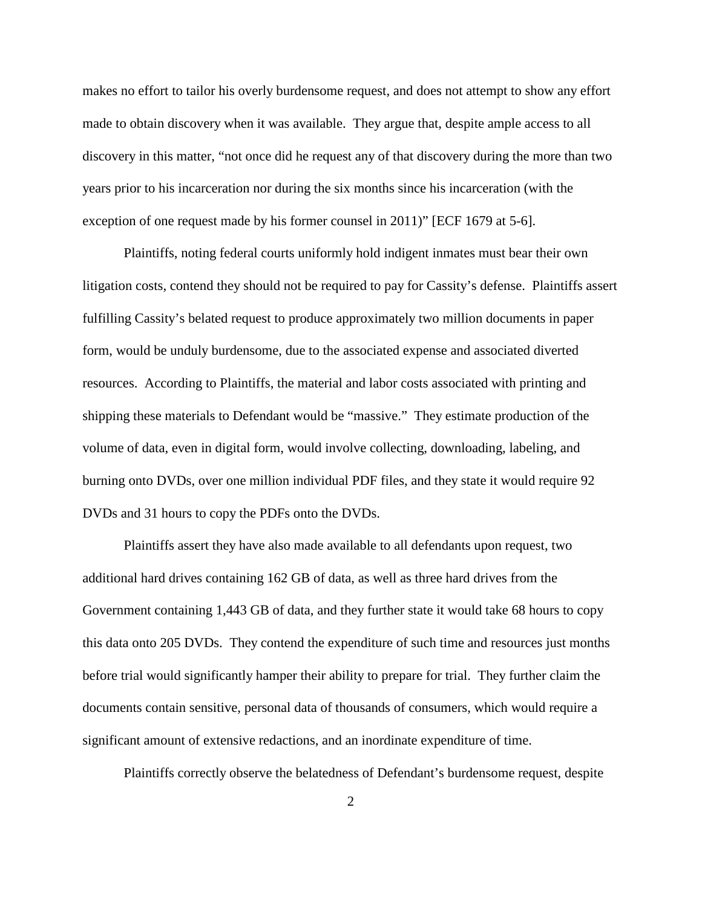makes no effort to tailor his overly burdensome request, and does not attempt to show any effort made to obtain discovery when it was available. They argue that, despite ample access to all discovery in this matter, "not once did he request any of that discovery during the more than two years prior to his incarceration nor during the six months since his incarceration (with the exception of one request made by his former counsel in 2011)" [ECF 1679 at 5-6].

Plaintiffs, noting federal courts uniformly hold indigent inmates must bear their own litigation costs, contend they should not be required to pay for Cassity's defense. Plaintiffs assert fulfilling Cassity's belated request to produce approximately two million documents in paper form, would be unduly burdensome, due to the associated expense and associated diverted resources. According to Plaintiffs, the material and labor costs associated with printing and shipping these materials to Defendant would be "massive." They estimate production of the volume of data, even in digital form, would involve collecting, downloading, labeling, and burning onto DVDs, over one million individual PDF files, and they state it would require 92 DVDs and 31 hours to copy the PDFs onto the DVDs.

Plaintiffs assert they have also made available to all defendants upon request, two additional hard drives containing 162 GB of data, as well as three hard drives from the Government containing 1,443 GB of data, and they further state it would take 68 hours to copy this data onto 205 DVDs. They contend the expenditure of such time and resources just months before trial would significantly hamper their ability to prepare for trial. They further claim the documents contain sensitive, personal data of thousands of consumers, which would require a significant amount of extensive redactions, and an inordinate expenditure of time.

Plaintiffs correctly observe the belatedness of Defendant's burdensome request, despite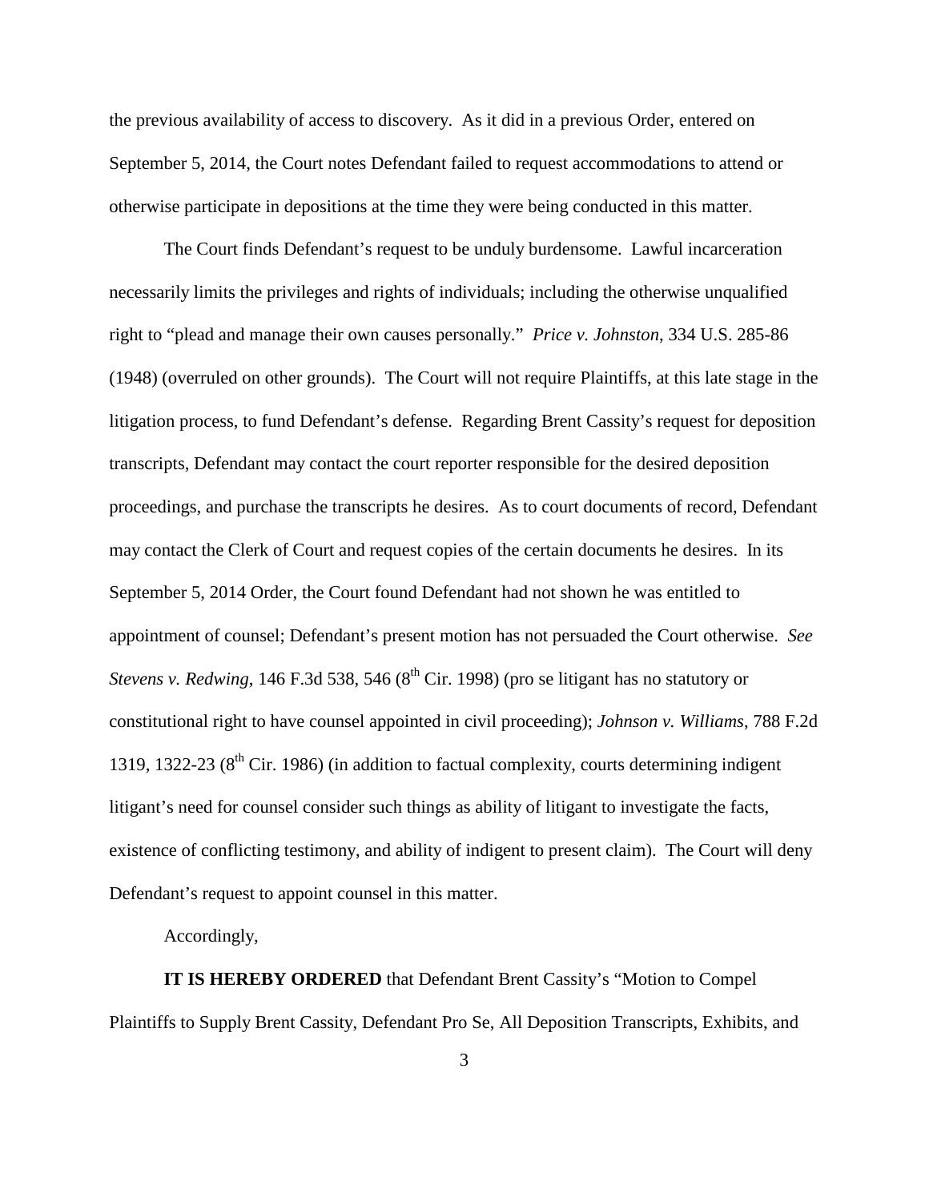the previous availability of access to discovery. As it did in a previous Order, entered on September 5, 2014, the Court notes Defendant failed to request accommodations to attend or otherwise participate in depositions at the time they were being conducted in this matter.

The Court finds Defendant's request to be unduly burdensome. Lawful incarceration necessarily limits the privileges and rights of individuals; including the otherwise unqualified right to "plead and manage their own causes personally." *Price v. Johnston*, 334 U.S. 285-86 (1948) (overruled on other grounds). The Court will not require Plaintiffs, at this late stage in the litigation process, to fund Defendant's defense. Regarding Brent Cassity's request for deposition transcripts, Defendant may contact the court reporter responsible for the desired deposition proceedings, and purchase the transcripts he desires. As to court documents of record, Defendant may contact the Clerk of Court and request copies of the certain documents he desires. In its September 5, 2014 Order, the Court found Defendant had not shown he was entitled to appointment of counsel; Defendant's present motion has not persuaded the Court otherwise. *See Stevens v. Redwing*, 146 F.3d 538, 546 (8th Cir. 1998) (pro se litigant has no statutory or constitutional right to have counsel appointed in civil proceeding); *Johnson v. Williams*, 788 F.2d 1319, 1322-23 (8th Cir. 1986) (in addition to factual complexity, courts determining indigent litigant's need for counsel consider such things as ability of litigant to investigate the facts, existence of conflicting testimony, and ability of indigent to present claim). The Court will deny Defendant's request to appoint counsel in this matter.

Accordingly,

**IT IS HEREBY ORDERED** that Defendant Brent Cassity's "Motion to Compel Plaintiffs to Supply Brent Cassity, Defendant Pro Se, All Deposition Transcripts, Exhibits, and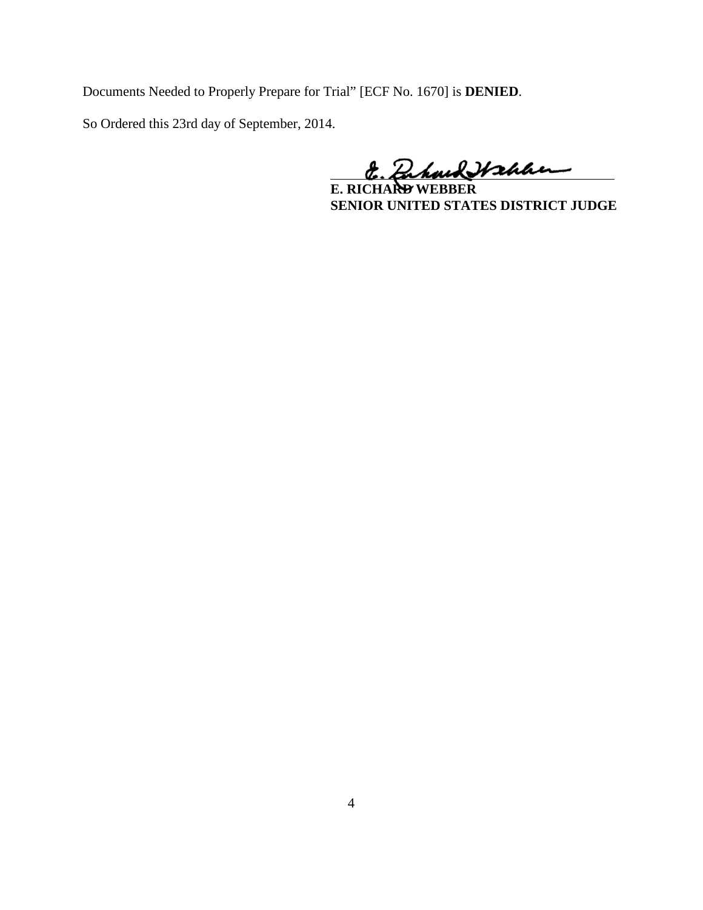Documents Needed to Properly Prepare for Trial" [ECF No. 1670] is **DENIED**.

So Ordered this 23rd day of September, 2014.

**E. RICHARD WEBBER**
**SENIOR UNITED STATES DISTRICT JUDGE**